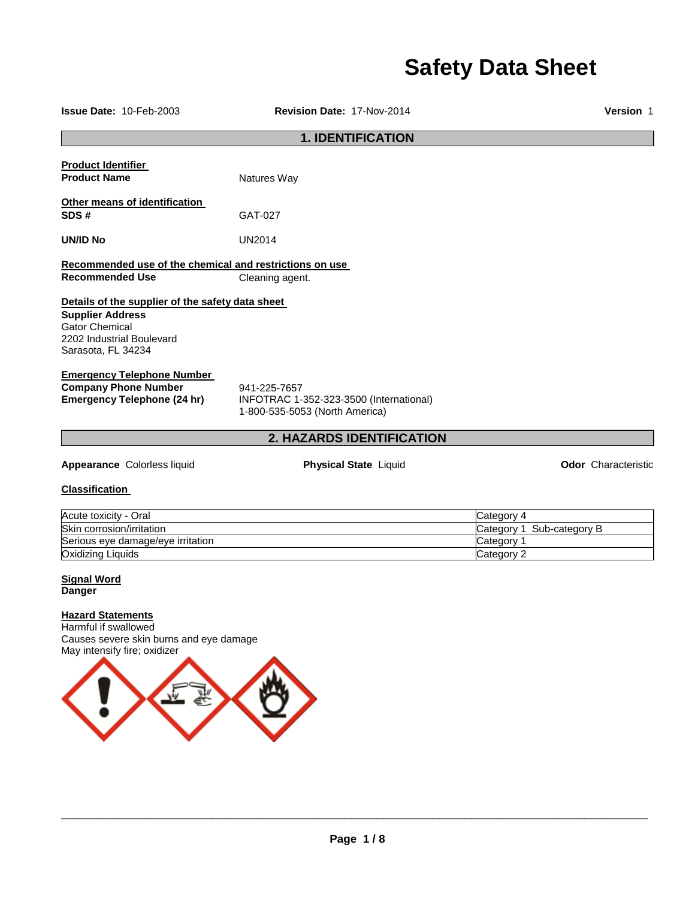# Safety Data Sheet

**Issue Date:** 10-Feb-2003 **Revision Date:** 17-Nov-2014 **Version** 1

## 1. IDENTIFICATION

**Product Identifier**

**Product Name** Natures Way

**Other means of identification**

**SDS #** GAT-027

**UN/ID No** UN2014

**Recommended use of the chemical and restrictions on use**

**Recommended Use** Cleaning agent.

**Details of the supplier of the safety data sheet**

**Supplier Address**
Gator Chemical
2202 Industrial Boulevard
Sarasota, FL 34234

**Emergency Telephone Number**

**Company Phone Number** 941-225-7657

**Emergency Telephone (24 hr)** INFOTRAC 1-352-323-3500 (International)
1-800-535-5053 (North America)

## 2. HAZARDS IDENTIFICATION

**Appearance** Colorless liquid **Physical State** Liquid **Odor** Characteristic

**Classification**

| | |
|---|---|
| Acute toxicity - Oral | Category 4 |
| Skin corrosion/irritation | Category 1 Sub-category B |
| Serious eye damage/eye irritation | Category 1 |
| Oxidizing Liquids | Category 2 |

**Signal Word**
**Danger**

**Hazard Statements**
Harmful if swallowed
Causes severe skin burns and eye damage
May intensify fire; oxidizer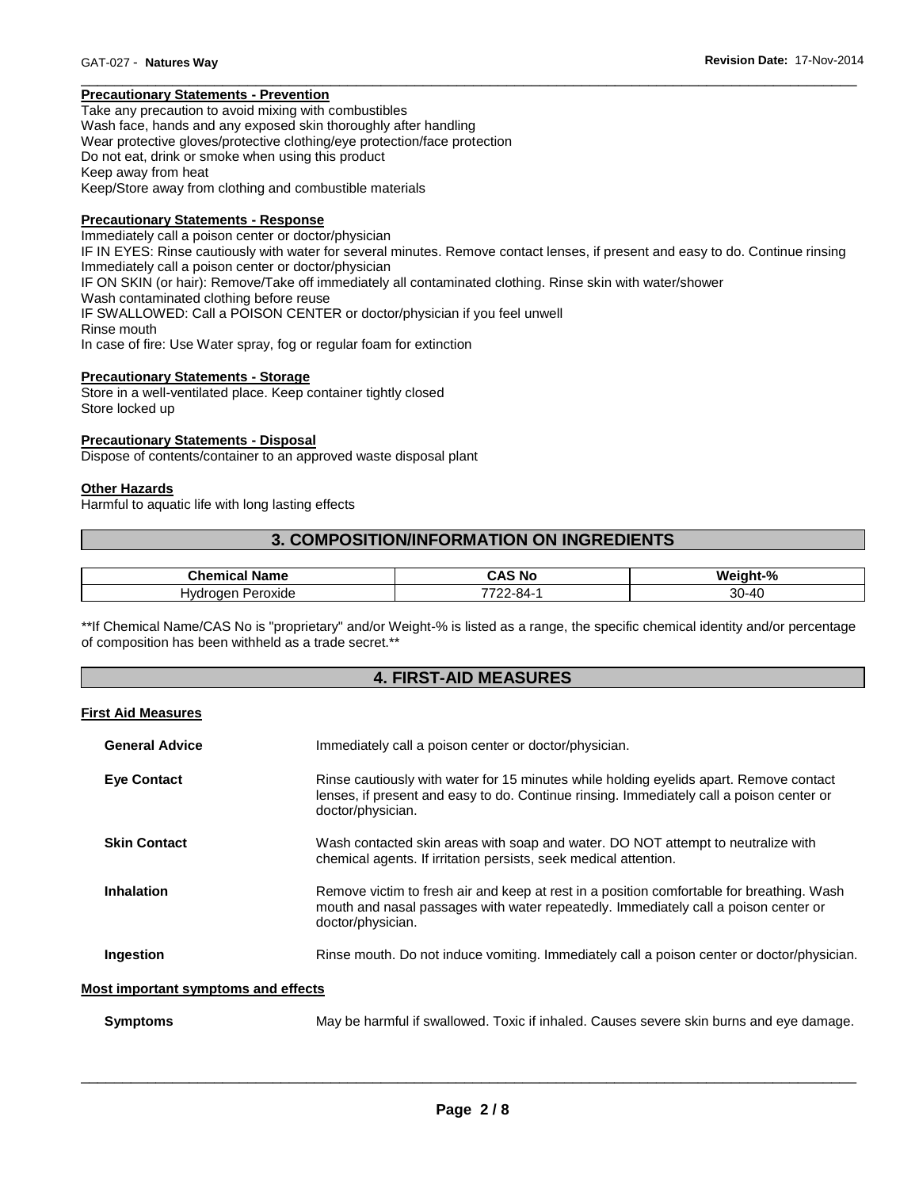**Precautionary Statements - Prevention**

Take any precaution to avoid mixing with combustibles
Wash face, hands and any exposed skin thoroughly after handling
Wear protective gloves/protective clothing/eye protection/face protection
Do not eat, drink or smoke when using this product
Keep away from heat
Keep/Store away from clothing and combustible materials

**Precautionary Statements - Response**

Immediately call a poison center or doctor/physician
IF IN EYES: Rinse cautiously with water for several minutes. Remove contact lenses, if present and easy to do. Continue rinsing
Immediately call a poison center or doctor/physician
IF ON SKIN (or hair): Remove/Take off immediately all contaminated clothing. Rinse skin with water/shower
Wash contaminated clothing before reuse
IF SWALLOWED: Call a POISON CENTER or doctor/physician if you feel unwell
Rinse mouth
In case of fire: Use Water spray, fog or regular foam for extinction

**Precautionary Statements - Storage**

Store in a well-ventilated place. Keep container tightly closed
Store locked up

**Precautionary Statements - Disposal**

Dispose of contents/container to an approved waste disposal plant

**Other Hazards**

Harmful to aquatic life with long lasting effects

## 3. COMPOSITION/INFORMATION ON INGREDIENTS

| Chemical Name | CAS No | Weight-% |
|---|---|---|
| Hydrogen Peroxide | 7722-84-1 | 30-40 |

**If Chemical Name/CAS No is "proprietary" and/or Weight-% is listed as a range, the specific chemical identity and/or percentage of composition has been withheld as a trade secret.**

## 4. FIRST-AID MEASURES

**First Aid Measures**

**General Advice** Immediately call a poison center or doctor/physician.

**Eye Contact** Rinse cautiously with water for 15 minutes while holding eyelids apart. Remove contact lenses, if present and easy to do. Continue rinsing. Immediately call a poison center or doctor/physician.

**Skin Contact** Wash contacted skin areas with soap and water. DO NOT attempt to neutralize with chemical agents. If irritation persists, seek medical attention.

**Inhalation** Remove victim to fresh air and keep at rest in a position comfortable for breathing. Wash mouth and nasal passages with water repeatedly. Immediately call a poison center or doctor/physician.

**Ingestion** Rinse mouth. Do not induce vomiting. Immediately call a poison center or doctor/physician.

**Most important symptoms and effects**

**Symptoms** May be harmful if swallowed. Toxic if inhaled. Causes severe skin burns and eye damage.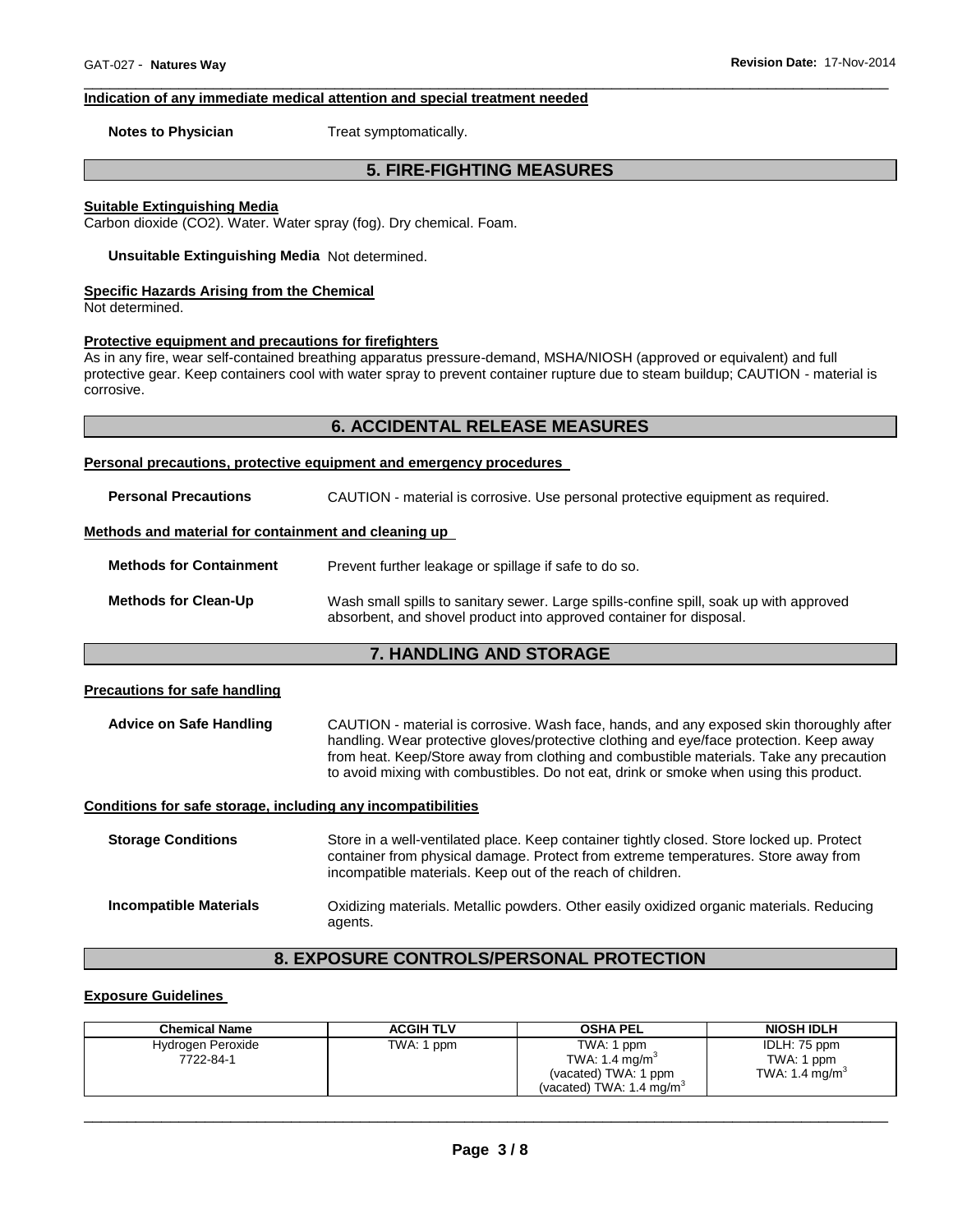**Indication of any immediate medical attention and special treatment needed**

**Notes to Physician** Treat symptomatically.

## 5. FIRE-FIGHTING MEASURES

**Suitable Extinguishing Media**

Carbon dioxide (CO2). Water. Water spray (fog). Dry chemical. Foam.

**Unsuitable Extinguishing Media** Not determined.

**Specific Hazards Arising from the Chemical**

Not determined.

**Protective equipment and precautions for firefighters**

As in any fire, wear self-contained breathing apparatus pressure-demand, MSHA/NIOSH (approved or equivalent) and full protective gear. Keep containers cool with water spray to prevent container rupture due to steam buildup; CAUTION - material is corrosive.

## 6. ACCIDENTAL RELEASE MEASURES

**Personal precautions, protective equipment and emergency procedures**

**Personal Precautions** CAUTION - material is corrosive. Use personal protective equipment as required.

**Methods and material for containment and cleaning up**

**Methods for Containment** Prevent further leakage or spillage if safe to do so.

**Methods for Clean-Up** Wash small spills to sanitary sewer. Large spills-confine spill, soak up with approved absorbent, and shovel product into approved container for disposal.

## 7. HANDLING AND STORAGE

**Precautions for safe handling**

**Advice on Safe Handling** CAUTION - material is corrosive. Wash face, hands, and any exposed skin thoroughly after handling. Wear protective gloves/protective clothing and eye/face protection. Keep away from heat. Keep/Store away from clothing and combustible materials. Take any precaution to avoid mixing with combustibles. Do not eat, drink or smoke when using this product.

**Conditions for safe storage, including any incompatibilities**

**Storage Conditions** Store in a well-ventilated place. Keep container tightly closed. Store locked up. Protect container from physical damage. Protect from extreme temperatures. Store away from incompatible materials. Keep out of the reach of children.

**Incompatible Materials** Oxidizing materials. Metallic powders. Other easily oxidized organic materials. Reducing agents.

## 8. EXPOSURE CONTROLS/PERSONAL PROTECTION

**Exposure Guidelines**

| Chemical Name | ACGIH TLV | OSHA PEL | NIOSH IDLH |
|---|---|---|---|
| Hydrogen Peroxide<br>7722-84-1 | TWA: 1 ppm | TWA: 1 ppm<br>TWA: 1.4 mg/m$^3$<br>(vacated) TWA: 1 ppm<br>(vacated) TWA: 1.4 mg/m$^3$ | IDLH: 75 ppm<br>TWA: 1 ppm<br>TWA: 1.4 mg/m$^3$ |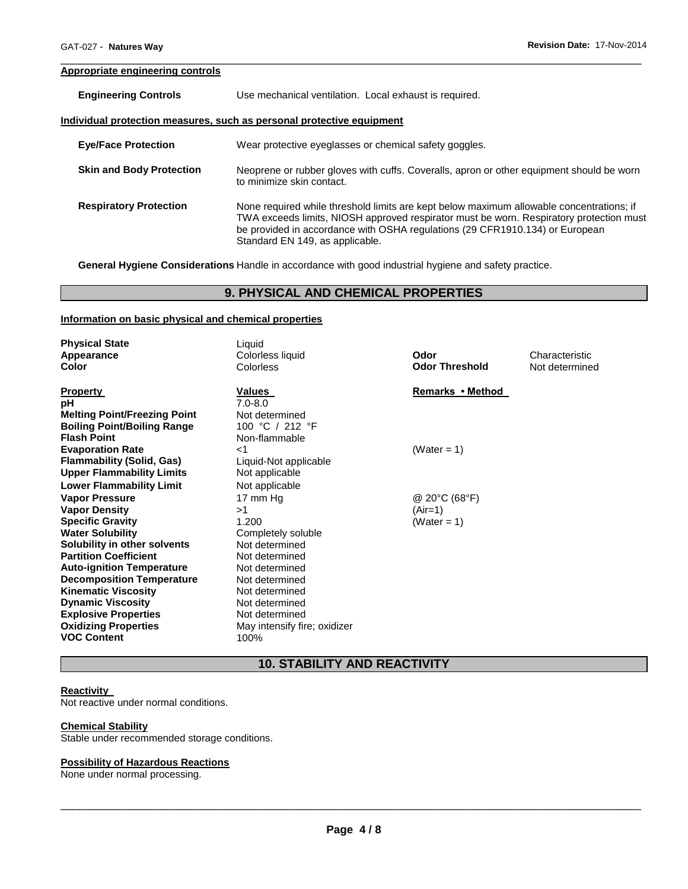**Appropriate engineering controls**

| | |
|---|---|
| **Engineering Controls** | Use mechanical ventilation. Local exhaust is required. |

**Individual protection measures, such as personal protective equipment**

| | |
|---|---|
| **Eye/Face Protection** | Wear protective eyeglasses or chemical safety goggles. |
| **Skin and Body Protection** | Neoprene or rubber gloves with cuffs. Coveralls, apron or other equipment should be worn to minimize skin contact. |
| **Respiratory Protection** | None required while threshold limits are kept below maximum allowable concentrations; if TWA exceeds limits, NIOSH approved respirator must be worn. Respiratory protection must be provided in accordance with OSHA regulations (29 CFR1910.134) or European Standard EN 149, as applicable. |

**General Hygiene Considerations** Handle in accordance with good industrial hygiene and safety practice.

## 9. PHYSICAL AND CHEMICAL PROPERTIES

**Information on basic physical and chemical properties**

| | | | |
|---|---|---|---|
| **Physical State** | Liquid | | |
| **Appearance** | Colorless liquid | **Odor** | Characteristic |
| **Color** | Colorless | **Odor Threshold** | Not determined |

| **Property** | **Values** | **Remarks • Method** |
|---|---|---|
| **pH** | 7.0-8.0 | |
| **Melting Point/Freezing Point** | Not determined | |
| **Boiling Point/Boiling Range** | 100 °C / 212 °F | |
| **Flash Point** | Non-flammable | |
| **Evaporation Rate** | <1 | (Water = 1) |
| **Flammability (Solid, Gas)** | Liquid-Not applicable | |
| **Upper Flammability Limits** | Not applicable | |
| **Lower Flammability Limit** | Not applicable | |
| **Vapor Pressure** | 17 mm Hg | @ 20°C (68°F) |
| **Vapor Density** | >1 | (Air=1) |
| **Specific Gravity** | 1.200 | (Water = 1) |
| **Water Solubility** | Completely soluble | |
| **Solubility in other solvents** | Not determined | |
| **Partition Coefficient** | Not determined | |
| **Auto-ignition Temperature** | Not determined | |
| **Decomposition Temperature** | Not determined | |
| **Kinematic Viscosity** | Not determined | |
| **Dynamic Viscosity** | Not determined | |
| **Explosive Properties** | Not determined | |
| **Oxidizing Properties** | May intensify fire; oxidizer | |
| **VOC Content** | 100% | |

## 10. STABILITY AND REACTIVITY

**Reactivity**

Not reactive under normal conditions.

**Chemical Stability**

Stable under recommended storage conditions.

**Possibility of Hazardous Reactions**

None under normal processing.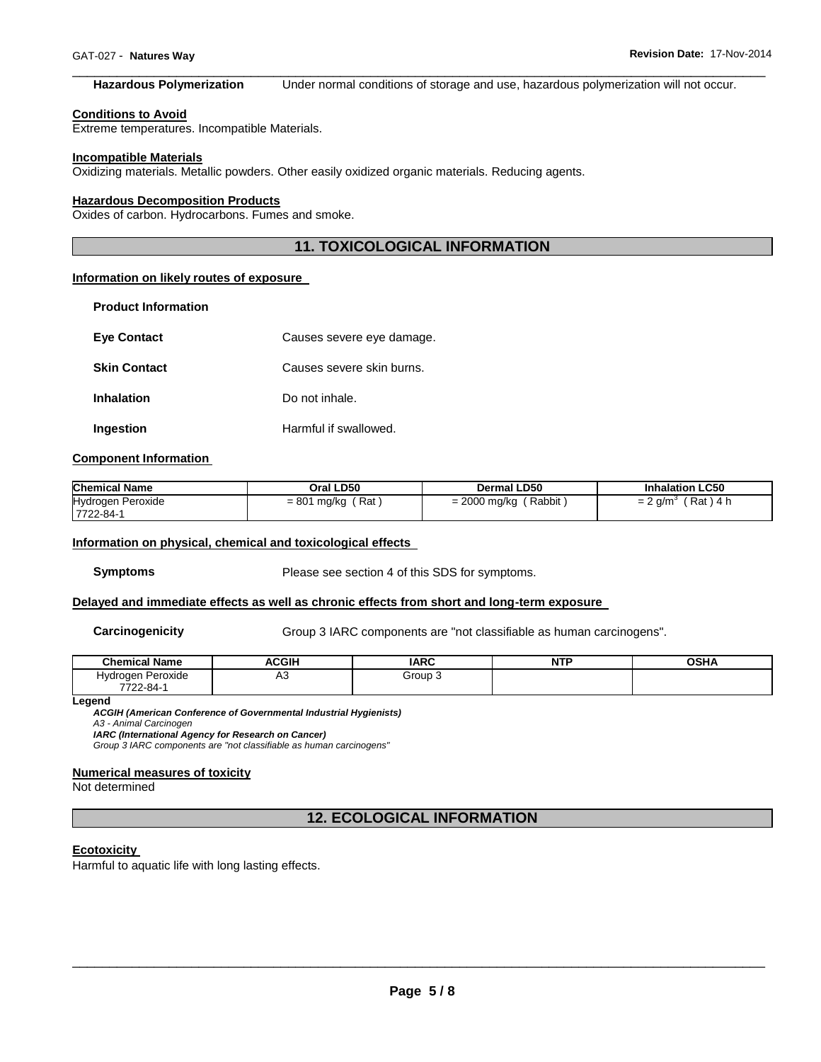**Hazardous Polymerization** Under normal conditions of storage and use, hazardous polymerization will not occur.

**Conditions to Avoid**
Extreme temperatures. Incompatible Materials.

**Incompatible Materials**
Oxidizing materials. Metallic powders. Other easily oxidized organic materials. Reducing agents.

**Hazardous Decomposition Products**
Oxides of carbon. Hydrocarbons. Fumes and smoke.

## 11. TOXICOLOGICAL INFORMATION

**Information on likely routes of exposure**

**Product Information**

**Eye Contact** Causes severe eye damage.

**Skin Contact** Causes severe skin burns.

**Inhalation** Do not inhale.

**Ingestion** Harmful if swallowed.

**Component Information**

| Chemical Name | Oral LD50 | Dermal LD50 | Inhalation LC50 |
|---|---|---|---|
| Hydrogen Peroxide 7722-84-1 | = 801 mg/kg ( Rat ) | = 2000 mg/kg ( Rabbit ) | = 2 $g/m^3$ ( Rat ) 4 h |

**Information on physical, chemical and toxicological effects**

**Symptoms** Please see section 4 of this SDS for symptoms.

**Delayed and immediate effects as well as chronic effects from short and long-term exposure**

**Carcinogenicity** Group 3 IARC components are "not classifiable as human carcinogens".

| Chemical Name | ACGIH | IARC | NTP | OSHA |
|---|---|---|---|---|
| Hydrogen Peroxide 7722-84-1 | A3 | Group 3 | | |

**Legend**
*ACGIH (American Conference of Governmental Industrial Hygienists)*
*A3 - Animal Carcinogen*
*IARC (International Agency for Research on Cancer)*
*Group 3 IARC components are "not classifiable as human carcinogens"*

**Numerical measures of toxicity**
Not determined

## 12. ECOLOGICAL INFORMATION

**Ecotoxicity**
Harmful to aquatic life with long lasting effects.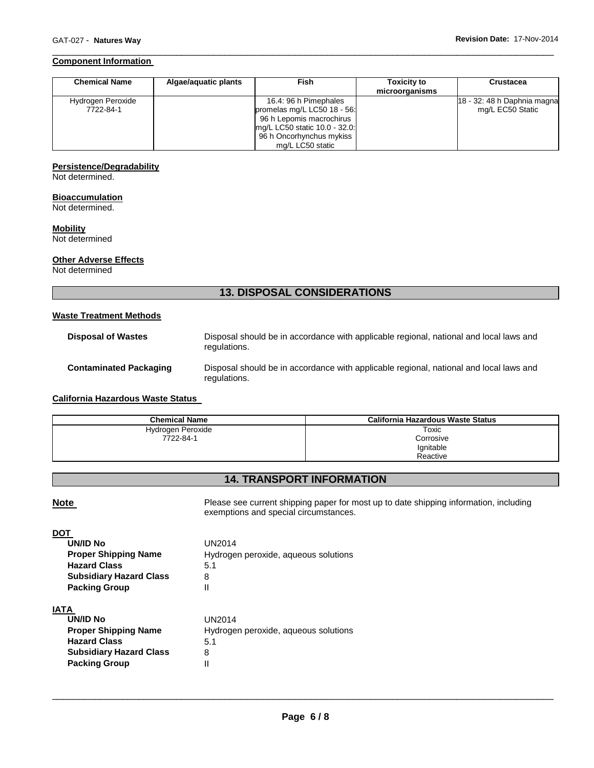**Component Information**

| Chemical Name | Algae/aquatic plants | Fish | Toxicity to microorganisms | Crustacea |
|---|---|---|---|---|
| Hydrogen Peroxide 7722-84-1 | | 16.4: 96 h Pimephales promelas mg/L LC50 18 - 56: 96 h Lepomis macrochirus mg/L LC50 static 10.0 - 32.0: 96 h Oncorhynchus mykiss mg/L LC50 static | | 18 - 32: 48 h Daphnia magna mg/L EC50 Static |

**Persistence/Degradability**
Not determined.

**Bioaccumulation**
Not determined.

**Mobility**
Not determined

**Other Adverse Effects**
Not determined

## 13. DISPOSAL CONSIDERATIONS

**Waste Treatment Methods**

**Disposal of Wastes** Disposal should be in accordance with applicable regional, national and local laws and regulations.

**Contaminated Packaging** Disposal should be in accordance with applicable regional, national and local laws and regulations.

**California Hazardous Waste Status**

| Chemical Name | California Hazardous Waste Status |
|---|---|
| Hydrogen Peroxide 7722-84-1 | Toxic Corrosive Ignitable Reactive |

## 14. TRANSPORT INFORMATION

**Note** Please see current shipping paper for most up to date shipping information, including exemptions and special circumstances.

**DOT**

**UN/ID No** UN2014
**Proper Shipping Name** Hydrogen peroxide, aqueous solutions
**Hazard Class** 5.1
**Subsidiary Hazard Class** 8
**Packing Group** II

**IATA**

**UN/ID No** UN2014
**Proper Shipping Name** Hydrogen peroxide, aqueous solutions
**Hazard Class** 5.1
**Subsidiary Hazard Class** 8
**Packing Group** II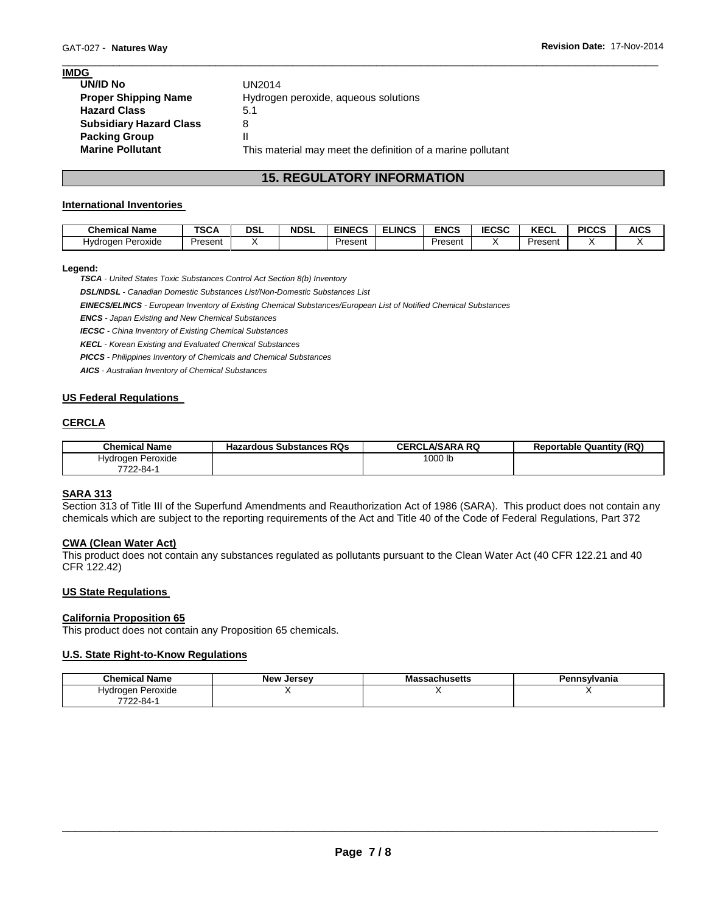**IMDG**

| | |
|---|---|
| **UN/ID No** | UN2014 |
| **Proper Shipping Name** | Hydrogen peroxide, aqueous solutions |
| **Hazard Class** | 5.1 |
| **Subsidiary Hazard Class** | 8 |
| **Packing Group** | II |
| **Marine Pollutant** | This material may meet the definition of a marine pollutant |

## 15. REGULATORY INFORMATION

### International Inventories

| Chemical Name | TSCA | DSL | NDSL | EINECS | ELINCS | ENCS | IECSC | KECL | PICCS | AICS |
|---|---|---|---|---|---|---|---|---|---|---|
| Hydrogen Peroxide | Present | X | | Present | | Present | X | Present | X | X |

**Legend:**

***TSCA*** *- United States Toxic Substances Control Act Section 8(b) Inventory*

***DSL/NDSL*** *- Canadian Domestic Substances List/Non-Domestic Substances List*

***EINECS/ELINCS*** *- European Inventory of Existing Chemical Substances/European List of Notified Chemical Substances*

***ENCS*** *- Japan Existing and New Chemical Substances*

***IECSC*** *- China Inventory of Existing Chemical Substances*

***KECL*** *- Korean Existing and Evaluated Chemical Substances*

***PICCS*** *- Philippines Inventory of Chemicals and Chemical Substances*

***AICS*** *- Australian Inventory of Chemical Substances*

### US Federal Regulations

### CERCLA

| Chemical Name | Hazardous Substances RQs | CERCLA/SARA RQ | Reportable Quantity (RQ) |
|---|---|---|---|
| Hydrogen Peroxide 7722-84-1 | | 1000 lb | |

### SARA 313

Section 313 of Title III of the Superfund Amendments and Reauthorization Act of 1986 (SARA). This product does not contain any chemicals which are subject to the reporting requirements of the Act and Title 40 of the Code of Federal Regulations, Part 372

### CWA (Clean Water Act)

This product does not contain any substances regulated as pollutants pursuant to the Clean Water Act (40 CFR 122.21 and 40 CFR 122.42)

### US State Regulations

### California Proposition 65

This product does not contain any Proposition 65 chemicals.

### U.S. State Right-to-Know Regulations

| Chemical Name | New Jersey | Massachusetts | Pennsylvania |
|---|---|---|---|
| Hydrogen Peroxide 7722-84-1 | X | X | X |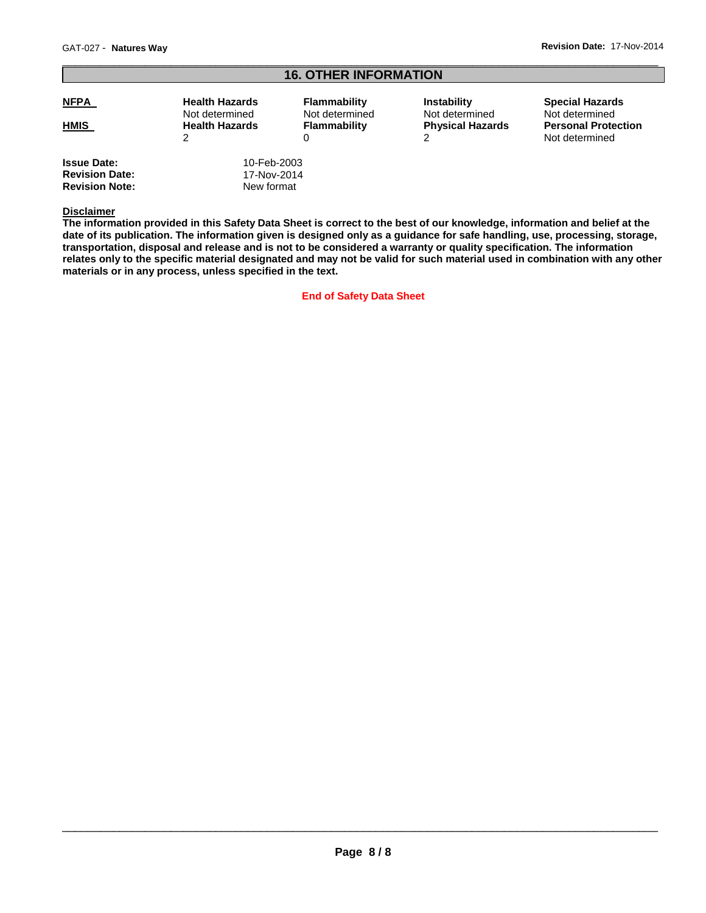## 16. OTHER INFORMATION

| | | | | |
|---|---|---|---|---|
| **NFPA** | **Health Hazards** | **Flammability** | **Instability** | **Special Hazards** |
| | Not determined | Not determined | Not determined | Not determined |
| **HMIS** | **Health Hazards** | **Flammability** | **Physical Hazards** | **Personal Protection** |
| | 2 | 0 | 2 | Not determined |

**Issue Date:** 10-Feb-2003
**Revision Date:** 17-Nov-2014
**Revision Note:** New format

**Disclaimer**

**The information provided in this Safety Data Sheet is correct to the best of our knowledge, information and belief at the date of its publication. The information given is designed only as a guidance for safe handling, use, processing, storage, transportation, disposal and release and is not to be considered a warranty or quality specification. The information relates only to the specific material designated and may not be valid for such material used in combination with any other materials or in any process, unless specified in the text.**

**End of Safety Data Sheet**